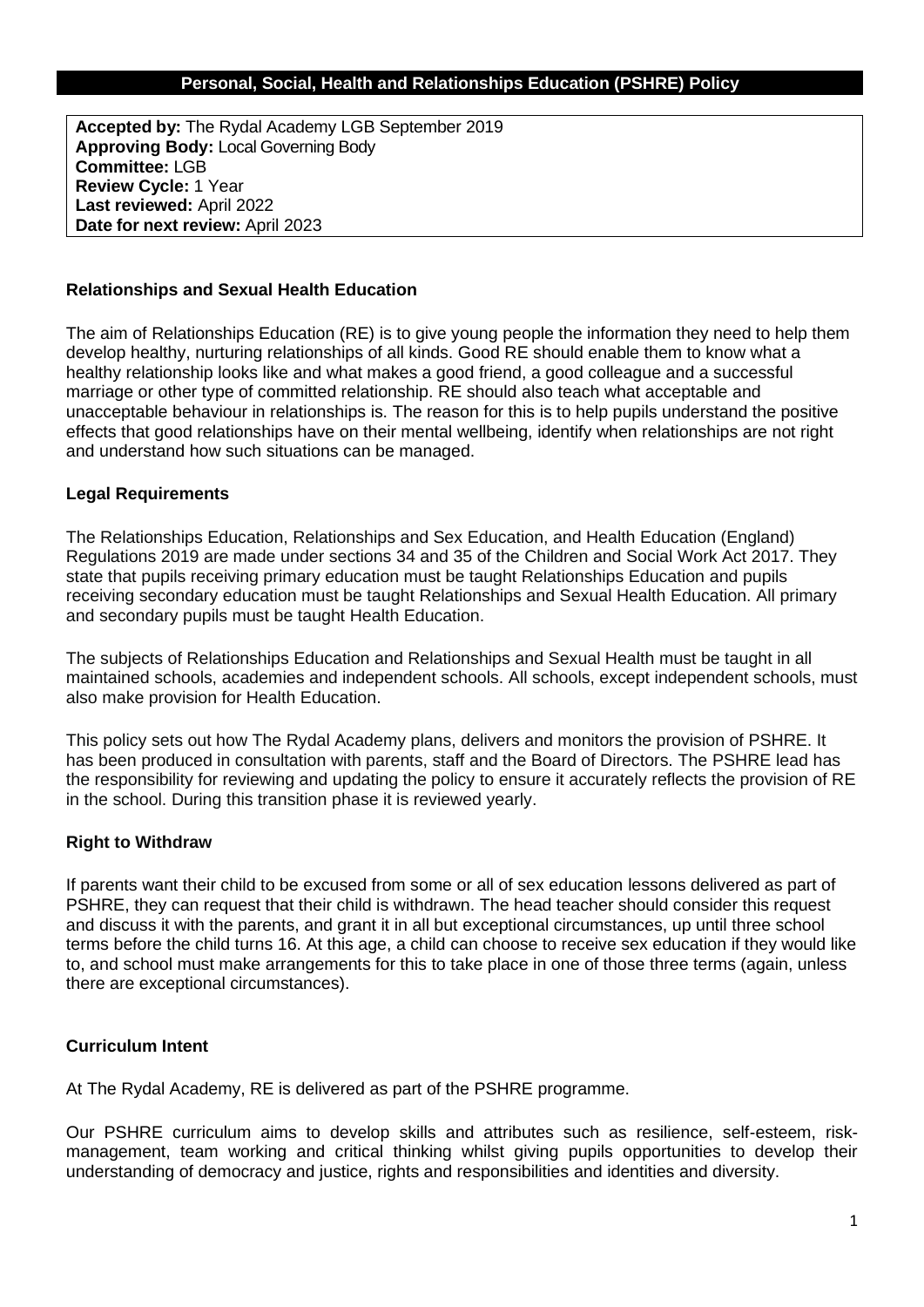# Personal, Social, Health and Relationships Education (PSHRE) Policy

**Accepted by:** The Rydal Academy LGB September 2019
**Approving Body:** Local Governing Body
**Committee:** LGB
**Review Cycle:** 1 Year
**Last reviewed:** April 2022
**Date for next review:** April 2023

## Relationships and Sexual Health Education

The aim of Relationships Education (RE) is to give young people the information they need to help them develop healthy, nurturing relationships of all kinds. Good RE should enable them to know what a healthy relationship looks like and what makes a good friend, a good colleague and a successful marriage or other type of committed relationship. RE should also teach what acceptable and unacceptable behaviour in relationships is. The reason for this is to help pupils understand the positive effects that good relationships have on their mental wellbeing, identify when relationships are not right and understand how such situations can be managed.

## Legal Requirements

The Relationships Education, Relationships and Sex Education, and Health Education (England) Regulations 2019 are made under sections 34 and 35 of the Children and Social Work Act 2017. They state that pupils receiving primary education must be taught Relationships Education and pupils receiving secondary education must be taught Relationships and Sexual Health Education. All primary and secondary pupils must be taught Health Education.

The subjects of Relationships Education and Relationships and Sexual Health must be taught in all maintained schools, academies and independent schools. All schools, except independent schools, must also make provision for Health Education.

This policy sets out how The Rydal Academy plans, delivers and monitors the provision of PSHRE. It has been produced in consultation with parents, staff and the Board of Directors. The PSHRE lead has the responsibility for reviewing and updating the policy to ensure it accurately reflects the provision of RE in the school. During this transition phase it is reviewed yearly.

## Right to Withdraw

If parents want their child to be excused from some or all of sex education lessons delivered as part of PSHRE, they can request that their child is withdrawn. The head teacher should consider this request and discuss it with the parents, and grant it in all but exceptional circumstances, up until three school terms before the child turns 16. At this age, a child can choose to receive sex education if they would like to, and school must make arrangements for this to take place in one of those three terms (again, unless there are exceptional circumstances).

## Curriculum Intent

At The Rydal Academy, RE is delivered as part of the PSHRE programme.

Our PSHRE curriculum aims to develop skills and attributes such as resilience, self-esteem, risk-management, team working and critical thinking whilst giving pupils opportunities to develop their understanding of democracy and justice, rights and responsibilities and identities and diversity.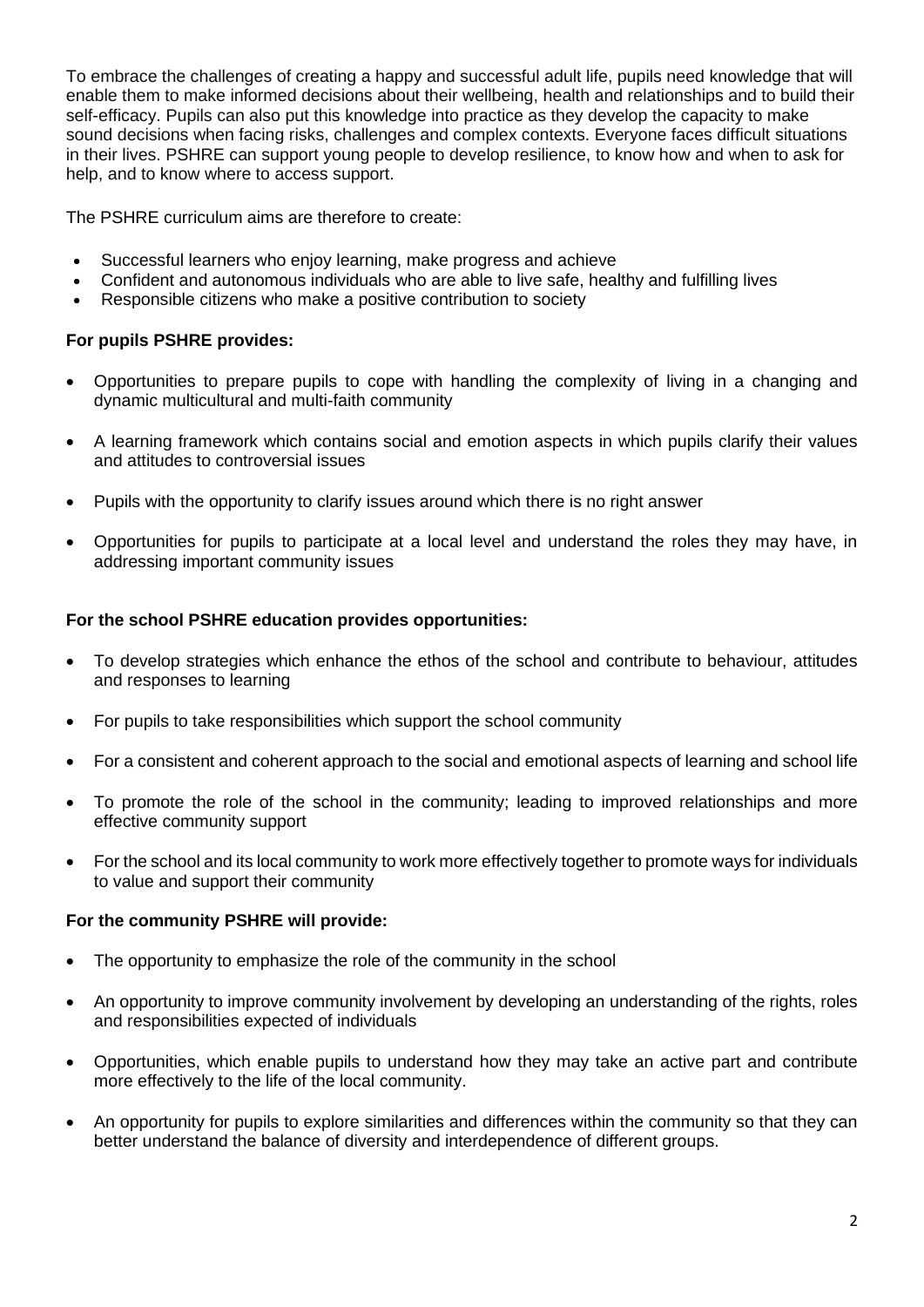To embrace the challenges of creating a happy and successful adult life, pupils need knowledge that will enable them to make informed decisions about their wellbeing, health and relationships and to build their self-efficacy. Pupils can also put this knowledge into practice as they develop the capacity to make sound decisions when facing risks, challenges and complex contexts. Everyone faces difficult situations in their lives. PSHRE can support young people to develop resilience, to know how and when to ask for help, and to know where to access support.

The PSHRE curriculum aims are therefore to create:

- Successful learners who enjoy learning, make progress and achieve
- Confident and autonomous individuals who are able to live safe, healthy and fulfilling lives
- Responsible citizens who make a positive contribution to society

**For pupils PSHRE provides:**

- Opportunities to prepare pupils to cope with handling the complexity of living in a changing and dynamic multicultural and multi-faith community
- A learning framework which contains social and emotion aspects in which pupils clarify their values and attitudes to controversial issues
- Pupils with the opportunity to clarify issues around which there is no right answer
- Opportunities for pupils to participate at a local level and understand the roles they may have, in addressing important community issues

**For the school PSHRE education provides opportunities:**

- To develop strategies which enhance the ethos of the school and contribute to behaviour, attitudes and responses to learning
- For pupils to take responsibilities which support the school community
- For a consistent and coherent approach to the social and emotional aspects of learning and school life
- To promote the role of the school in the community; leading to improved relationships and more effective community support
- For the school and its local community to work more effectively together to promote ways for individuals to value and support their community

**For the community PSHRE will provide:**

- The opportunity to emphasize the role of the community in the school
- An opportunity to improve community involvement by developing an understanding of the rights, roles and responsibilities expected of individuals
- Opportunities, which enable pupils to understand how they may take an active part and contribute more effectively to the life of the local community.
- An opportunity for pupils to explore similarities and differences within the community so that they can better understand the balance of diversity and interdependence of different groups.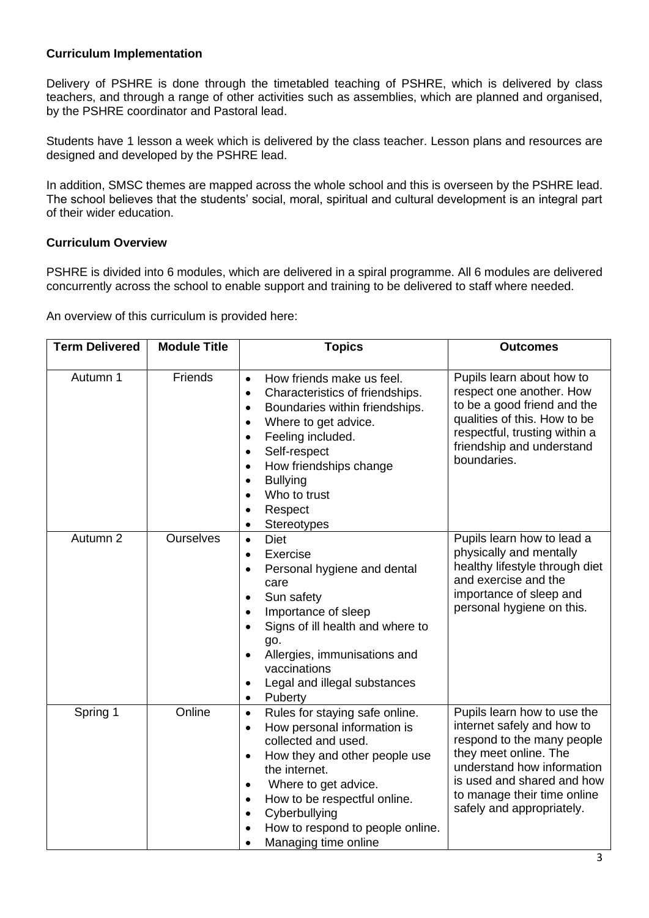**Curriculum Implementation**

Delivery of PSHRE is done through the timetabled teaching of PSHRE, which is delivered by class teachers, and through a range of other activities such as assemblies, which are planned and organised, by the PSHRE coordinator and Pastoral lead.

Students have 1 lesson a week which is delivered by the class teacher. Lesson plans and resources are designed and developed by the PSHRE lead.

In addition, SMSC themes are mapped across the whole school and this is overseen by the PSHRE lead. The school believes that the students' social, moral, spiritual and cultural development is an integral part of their wider education.

**Curriculum Overview**

PSHRE is divided into 6 modules, which are delivered in a spiral programme. All 6 modules are delivered concurrently across the school to enable support and training to be delivered to staff where needed.

An overview of this curriculum is provided here:

| Term Delivered | Module Title | Topics | Outcomes |
|---|---|---|---|
| Autumn 1 | Friends | • How friends make us feel.<br>• Characteristics of friendships.<br>• Boundaries within friendships.<br>• Where to get advice.<br>• Feeling included.<br>• Self-respect<br>• How friendships change<br>• Bullying<br>• Who to trust<br>• Respect<br>• Stereotypes | Pupils learn about how to respect one another. How to be a good friend and the qualities of this. How to be respectful, trusting within a friendship and understand boundaries. |
| Autumn 2 | Ourselves | • Diet<br>• Exercise<br>• Personal hygiene and dental care<br>• Sun safety<br>• Importance of sleep<br>• Signs of ill health and where to go.<br>• Allergies, immunisations and vaccinations<br>• Legal and illegal substances<br>• Puberty | Pupils learn how to lead a physically and mentally healthy lifestyle through diet and exercise and the importance of sleep and personal hygiene on this. |
| Spring 1 | Online | • Rules for staying safe online.<br>• How personal information is collected and used.<br>• How they and other people use the internet.<br>• Where to get advice.<br>• How to be respectful online.<br>• Cyberbullying<br>• How to respond to people online.<br>• Managing time online | Pupils learn how to use the internet safely and how to respond to the many people they meet online. The understand how information is used and shared and how to manage their time online safely and appropriately. |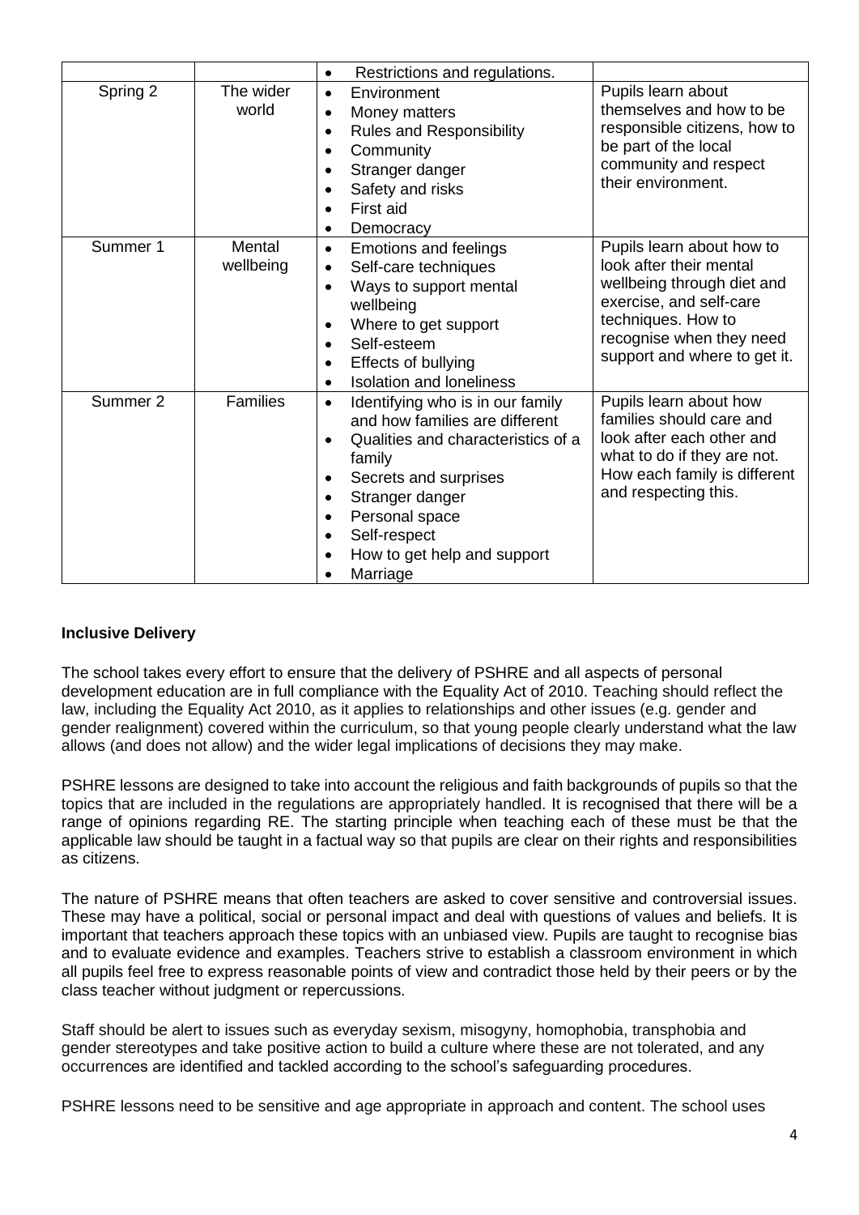| | | | |
|---|---|---|---|
| | | • Restrictions and regulations. | |
| Spring 2 | The wider world | • Environment<br>• Money matters<br>• Rules and Responsibility<br>• Community<br>• Stranger danger<br>• Safety and risks<br>• First aid<br>• Democracy | Pupils learn about themselves and how to be responsible citizens, how to be part of the local community and respect their environment. |
| Summer 1 | Mental wellbeing | • Emotions and feelings<br>• Self-care techniques<br>• Ways to support mental wellbeing<br>• Where to get support<br>• Self-esteem<br>• Effects of bullying<br>• Isolation and loneliness | Pupils learn about how to look after their mental wellbeing through diet and exercise, and self-care techniques. How to recognise when they need support and where to get it. |
| Summer 2 | Families | • Identifying who is in our family and how families are different<br>• Qualities and characteristics of a family<br>• Secrets and surprises<br>• Stranger danger<br>• Personal space<br>• Self-respect<br>• How to get help and support<br>• Marriage | Pupils learn about how families should care and look after each other and what to do if they are not. How each family is different and respecting this. |

**Inclusive Delivery**

The school takes every effort to ensure that the delivery of PSHRE and all aspects of personal development education are in full compliance with the Equality Act of 2010. Teaching should reflect the law, including the Equality Act 2010, as it applies to relationships and other issues (e.g. gender and gender realignment) covered within the curriculum, so that young people clearly understand what the law allows (and does not allow) and the wider legal implications of decisions they may make.

PSHRE lessons are designed to take into account the religious and faith backgrounds of pupils so that the topics that are included in the regulations are appropriately handled. It is recognised that there will be a range of opinions regarding RE. The starting principle when teaching each of these must be that the applicable law should be taught in a factual way so that pupils are clear on their rights and responsibilities as citizens.

The nature of PSHRE means that often teachers are asked to cover sensitive and controversial issues. These may have a political, social or personal impact and deal with questions of values and beliefs. It is important that teachers approach these topics with an unbiased view. Pupils are taught to recognise bias and to evaluate evidence and examples. Teachers strive to establish a classroom environment in which all pupils feel free to express reasonable points of view and contradict those held by their peers or by the class teacher without judgment or repercussions.

Staff should be alert to issues such as everyday sexism, misogyny, homophobia, transphobia and gender stereotypes and take positive action to build a culture where these are not tolerated, and any occurrences are identified and tackled according to the school's safeguarding procedures.

PSHRE lessons need to be sensitive and age appropriate in approach and content. The school uses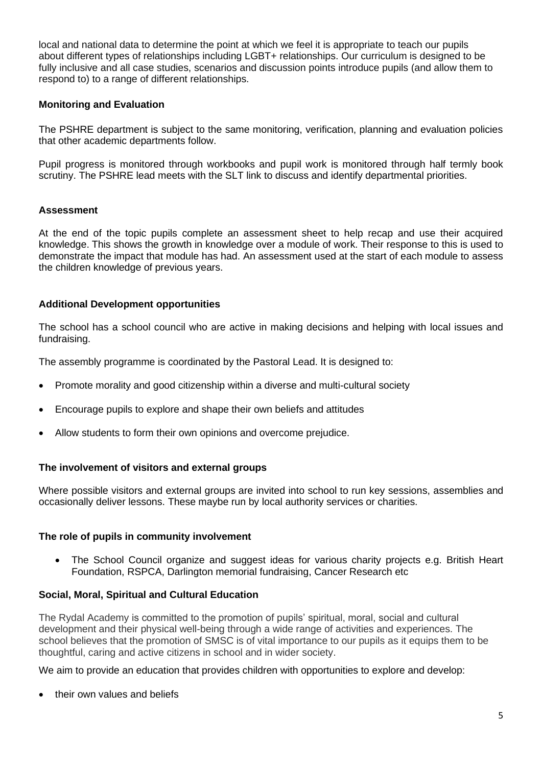local and national data to determine the point at which we feel it is appropriate to teach our pupils about different types of relationships including LGBT+ relationships. Our curriculum is designed to be fully inclusive and all case studies, scenarios and discussion points introduce pupils (and allow them to respond to) to a range of different relationships.

**Monitoring and Evaluation**

The PSHRE department is subject to the same monitoring, verification, planning and evaluation policies that other academic departments follow.

Pupil progress is monitored through workbooks and pupil work is monitored through half termly book scrutiny. The PSHRE lead meets with the SLT link to discuss and identify departmental priorities.

**Assessment**

At the end of the topic pupils complete an assessment sheet to help recap and use their acquired knowledge. This shows the growth in knowledge over a module of work. Their response to this is used to demonstrate the impact that module has had. An assessment used at the start of each module to assess the children knowledge of previous years.

**Additional Development opportunities**

The school has a school council who are active in making decisions and helping with local issues and fundraising.

The assembly programme is coordinated by the Pastoral Lead. It is designed to:

- Promote morality and good citizenship within a diverse and multi-cultural society
- Encourage pupils to explore and shape their own beliefs and attitudes
- Allow students to form their own opinions and overcome prejudice.

**The involvement of visitors and external groups**

Where possible visitors and external groups are invited into school to run key sessions, assemblies and occasionally deliver lessons. These maybe run by local authority services or charities.

**The role of pupils in community involvement**

- The School Council organize and suggest ideas for various charity projects e.g. British Heart Foundation, RSPCA, Darlington memorial fundraising, Cancer Research etc

**Social, Moral, Spiritual and Cultural Education**

The Rydal Academy is committed to the promotion of pupils' spiritual, moral, social and cultural development and their physical well-being through a wide range of activities and experiences. The school believes that the promotion of SMSC is of vital importance to our pupils as it equips them to be thoughtful, caring and active citizens in school and in wider society.

We aim to provide an education that provides children with opportunities to explore and develop:

- their own values and beliefs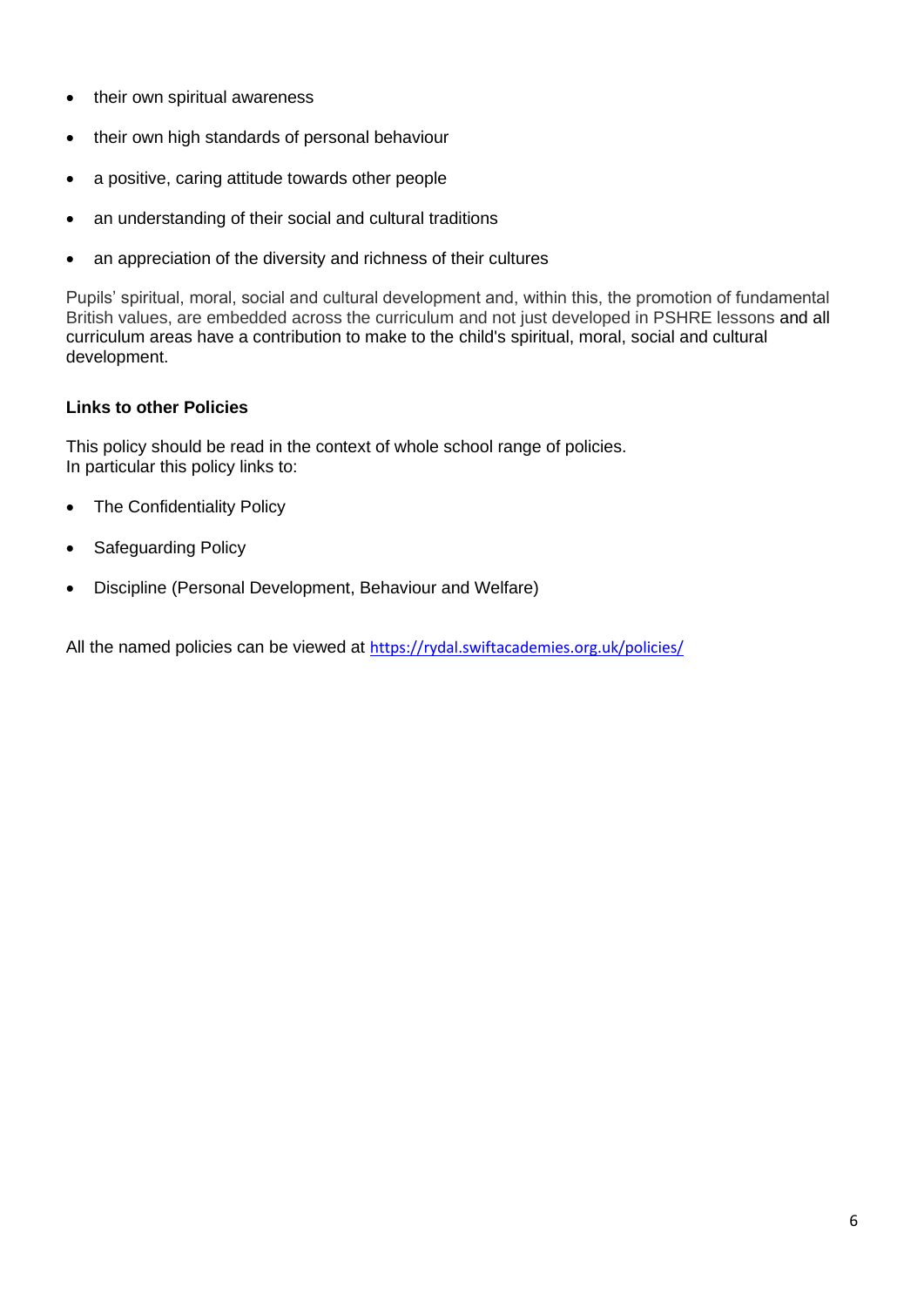- their own spiritual awareness
- their own high standards of personal behaviour
- a positive, caring attitude towards other people
- an understanding of their social and cultural traditions
- an appreciation of the diversity and richness of their cultures

Pupils' spiritual, moral, social and cultural development and, within this, the promotion of fundamental British values, are embedded across the curriculum and not just developed in PSHRE lessons and all curriculum areas have a contribution to make to the child's spiritual, moral, social and cultural development.

**Links to other Policies**

This policy should be read in the context of whole school range of policies.
In particular this policy links to:

- The Confidentiality Policy
- Safeguarding Policy
- Discipline (Personal Development, Behaviour and Welfare)

All the named policies can be viewed at https://rydal.swiftacademies.org.uk/policies/